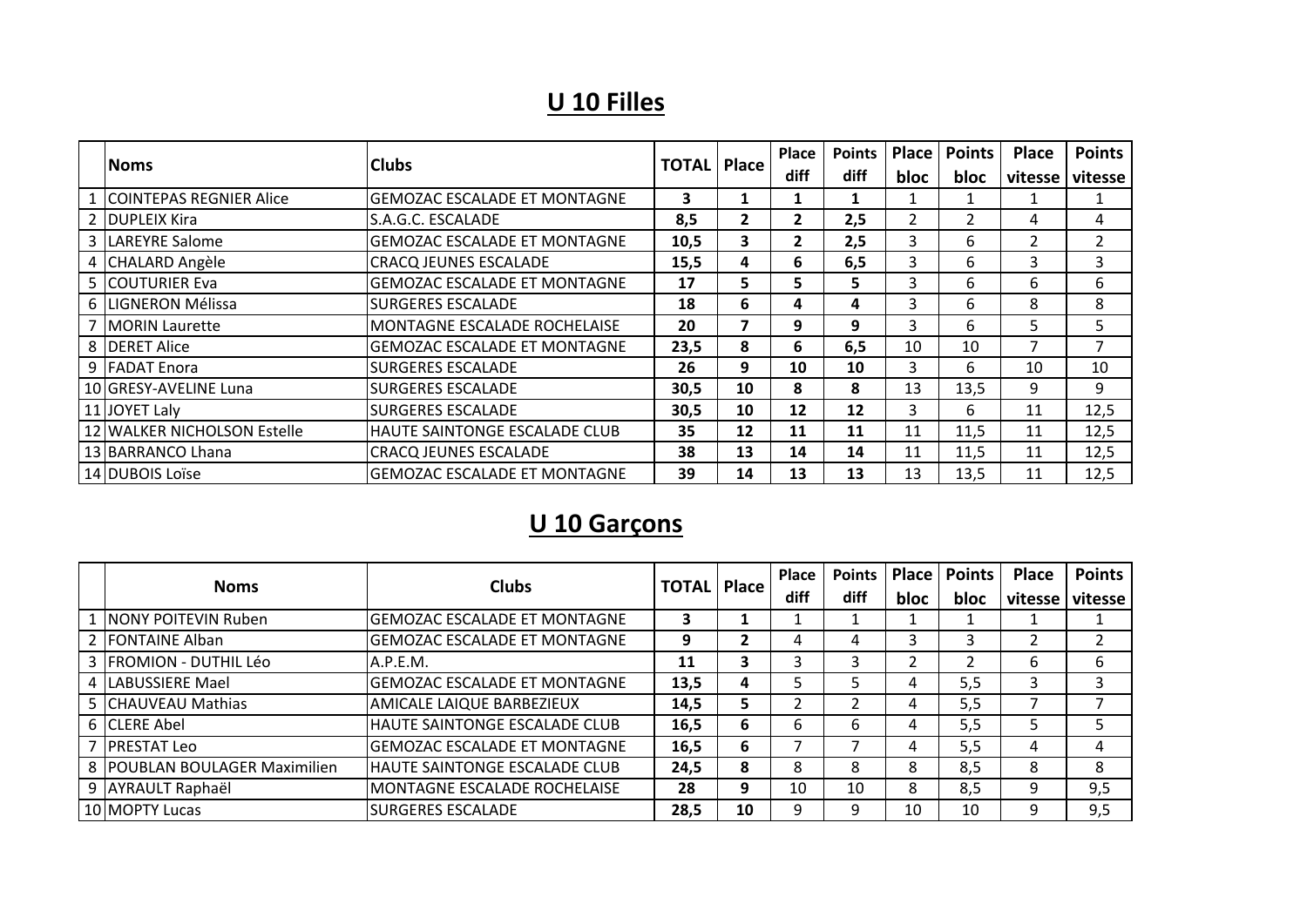## U 10 Filles

| | Noms | Clubs | TOTAL | Place | Place diff | Points diff | Place bloc | Points bloc | Place vitesse | Points vitesse |
|---|---|---|---|---|---|---|---|---|---|---|
| 1 | COINTEPAS REGNIER Alice | GEMOZAC ESCALADE ET MONTAGNE | **3** | **1** | **1** | **1** | 1 | 1 | 1 | 1 |
| 2 | DUPLEIX Kira | S.A.G.C. ESCALADE | **8,5** | **2** | **2** | **2,5** | 2 | 2 | 4 | 4 |
| 3 | LAREYRE Salome | GEMOZAC ESCALADE ET MONTAGNE | **10,5** | **3** | **2** | **2,5** | 3 | 6 | 2 | 2 |
| 4 | CHALARD Angèle | CRACQ JEUNES ESCALADE | **15,5** | **4** | **6** | **6,5** | 3 | 6 | 3 | 3 |
| 5 | COUTURIER Eva | GEMOZAC ESCALADE ET MONTAGNE | **17** | **5** | **5** | **5** | 3 | 6 | 6 | 6 |
| 6 | LIGNERON Mélissa | SURGERES ESCALADE | **18** | **6** | **4** | **4** | 3 | 6 | 8 | 8 |
| 7 | MORIN Laurette | MONTAGNE ESCALADE ROCHELAISE | **20** | **7** | **9** | **9** | 3 | 6 | 5 | 5 |
| 8 | DERET Alice | GEMOZAC ESCALADE ET MONTAGNE | **23,5** | **8** | **6** | **6,5** | 10 | 10 | 7 | 7 |
| 9 | FADAT Enora | SURGERES ESCALADE | **26** | **9** | **10** | **10** | 3 | 6 | 10 | 10 |
| 10 | GRESY-AVELINE Luna | SURGERES ESCALADE | **30,5** | **10** | **8** | **8** | 13 | 13,5 | 9 | 9 |
| 11 | JOYET Laly | SURGERES ESCALADE | **30,5** | **10** | **12** | **12** | 3 | 6 | 11 | 12,5 |
| 12 | WALKER NICHOLSON Estelle | HAUTE SAINTONGE ESCALADE CLUB | **35** | **12** | **11** | **11** | 11 | 11,5 | 11 | 12,5 |
| 13 | BARRANCO Lhana | CRACQ JEUNES ESCALADE | **38** | **13** | **14** | **14** | 11 | 11,5 | 11 | 12,5 |
| 14 | DUBOIS Loïse | GEMOZAC ESCALADE ET MONTAGNE | **39** | **14** | **13** | **13** | 13 | 13,5 | 11 | 12,5 |

## U 10 Garçons

| | Noms | Clubs | TOTAL | Place | Place diff | Points diff | Place bloc | Points bloc | Place vitesse | Points vitesse |
|---|---|---|---|---|---|---|---|---|---|---|
| 1 | NONY POITEVIN Ruben | GEMOZAC ESCALADE ET MONTAGNE | **3** | **1** | 1 | 1 | 1 | 1 | 1 | 1 |
| 2 | FONTAINE Alban | GEMOZAC ESCALADE ET MONTAGNE | **9** | **2** | 4 | 4 | 3 | 3 | 2 | 2 |
| 3 | FROMION - DUTHIL Léo | A.P.E.M. | **11** | **3** | 3 | 3 | 2 | 2 | 6 | 6 |
| 4 | LABUSSIERE Mael | GEMOZAC ESCALADE ET MONTAGNE | **13,5** | **4** | 5 | 5 | 4 | 5,5 | 3 | 3 |
| 5 | CHAUVEAU Mathias | AMICALE LAIQUE BARBEZIEUX | **14,5** | **5** | 2 | 2 | 4 | 5,5 | 7 | 7 |
| 6 | CLERE Abel | HAUTE SAINTONGE ESCALADE CLUB | **16,5** | **6** | 6 | 6 | 4 | 5,5 | 5 | 5 |
| 7 | PRESTAT Leo | GEMOZAC ESCALADE ET MONTAGNE | **16,5** | **6** | 7 | 7 | 4 | 5,5 | 4 | 4 |
| 8 | POUBLAN BOULAGER Maximilien | HAUTE SAINTONGE ESCALADE CLUB | **24,5** | **8** | 8 | 8 | 8 | 8,5 | 8 | 8 |
| 9 | AYRAULT Raphaël | MONTAGNE ESCALADE ROCHELAISE | **28** | **9** | 10 | 10 | 8 | 8,5 | 9 | 9,5 |
| 10 | MOPTY Lucas | SURGERES ESCALADE | **28,5** | **10** | 9 | 9 | 10 | 10 | 9 | 9,5 |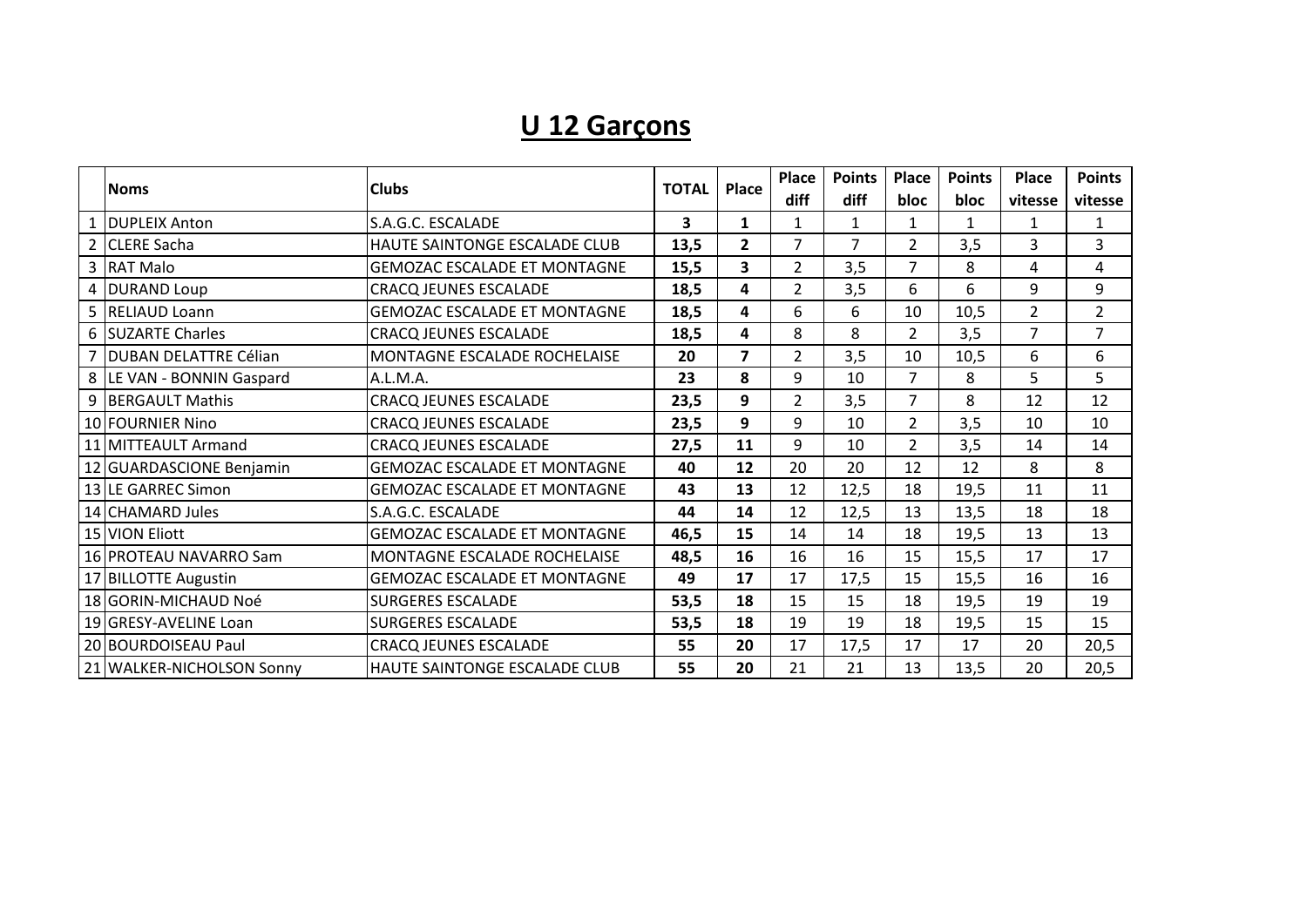# U 12 Garçons

| | Noms | Clubs | TOTAL | Place | Place diff | Points diff | Place bloc | Points bloc | Place vitesse | Points vitesse |
|---|---|---|---|---|---|---|---|---|---|---|
| 1 | DUPLEIX Anton | S.A.G.C. ESCALADE | **3** | **1** | 1 | 1 | 1 | 1 | 1 | 1 |
| 2 | CLERE Sacha | HAUTE SAINTONGE ESCALADE CLUB | **13,5** | **2** | 7 | 7 | 2 | 3,5 | 3 | 3 |
| 3 | RAT Malo | GEMOZAC ESCALADE ET MONTAGNE | **15,5** | **3** | 2 | 3,5 | 7 | 8 | 4 | 4 |
| 4 | DURAND Loup | CRACQ JEUNES ESCALADE | **18,5** | **4** | 2 | 3,5 | 6 | 6 | 9 | 9 |
| 5 | RELIAUD Loann | GEMOZAC ESCALADE ET MONTAGNE | **18,5** | **4** | 6 | 6 | 10 | 10,5 | 2 | 2 |
| 6 | SUZARTE Charles | CRACQ JEUNES ESCALADE | **18,5** | **4** | 8 | 8 | 2 | 3,5 | 7 | 7 |
| 7 | DUBAN DELATTRE Célian | MONTAGNE ESCALADE ROCHELAISE | **20** | **7** | 2 | 3,5 | 10 | 10,5 | 6 | 6 |
| 8 | LE VAN - BONNIN Gaspard | A.L.M.A. | **23** | **8** | 9 | 10 | 7 | 8 | 5 | 5 |
| 9 | BERGAULT Mathis | CRACQ JEUNES ESCALADE | **23,5** | **9** | 2 | 3,5 | 7 | 8 | 12 | 12 |
| 10 | FOURNIER Nino | CRACQ JEUNES ESCALADE | **23,5** | **9** | 9 | 10 | 2 | 3,5 | 10 | 10 |
| 11 | MITTEAULT Armand | CRACQ JEUNES ESCALADE | **27,5** | **11** | 9 | 10 | 2 | 3,5 | 14 | 14 |
| 12 | GUARDASCIONE Benjamin | GEMOZAC ESCALADE ET MONTAGNE | **40** | **12** | 20 | 20 | 12 | 12 | 8 | 8 |
| 13 | LE GARREC Simon | GEMOZAC ESCALADE ET MONTAGNE | **43** | **13** | 12 | 12,5 | 18 | 19,5 | 11 | 11 |
| 14 | CHAMARD Jules | S.A.G.C. ESCALADE | **44** | **14** | 12 | 12,5 | 13 | 13,5 | 18 | 18 |
| 15 | VION Eliott | GEMOZAC ESCALADE ET MONTAGNE | **46,5** | **15** | 14 | 14 | 18 | 19,5 | 13 | 13 |
| 16 | PROTEAU NAVARRO Sam | MONTAGNE ESCALADE ROCHELAISE | **48,5** | **16** | 16 | 16 | 15 | 15,5 | 17 | 17 |
| 17 | BILLOTTE Augustin | GEMOZAC ESCALADE ET MONTAGNE | **49** | **17** | 17 | 17,5 | 15 | 15,5 | 16 | 16 |
| 18 | GORIN-MICHAUD Noé | SURGERES ESCALADE | **53,5** | **18** | 15 | 15 | 18 | 19,5 | 19 | 19 |
| 19 | GRESY-AVELINE Loan | SURGERES ESCALADE | **53,5** | **18** | 19 | 19 | 18 | 19,5 | 15 | 15 |
| 20 | BOURDOISEAU Paul | CRACQ JEUNES ESCALADE | **55** | **20** | 17 | 17,5 | 17 | 17 | 20 | 20,5 |
| 21 | WALKER-NICHOLSON Sonny | HAUTE SAINTONGE ESCALADE CLUB | **55** | **20** | 21 | 21 | 13 | 13,5 | 20 | 20,5 |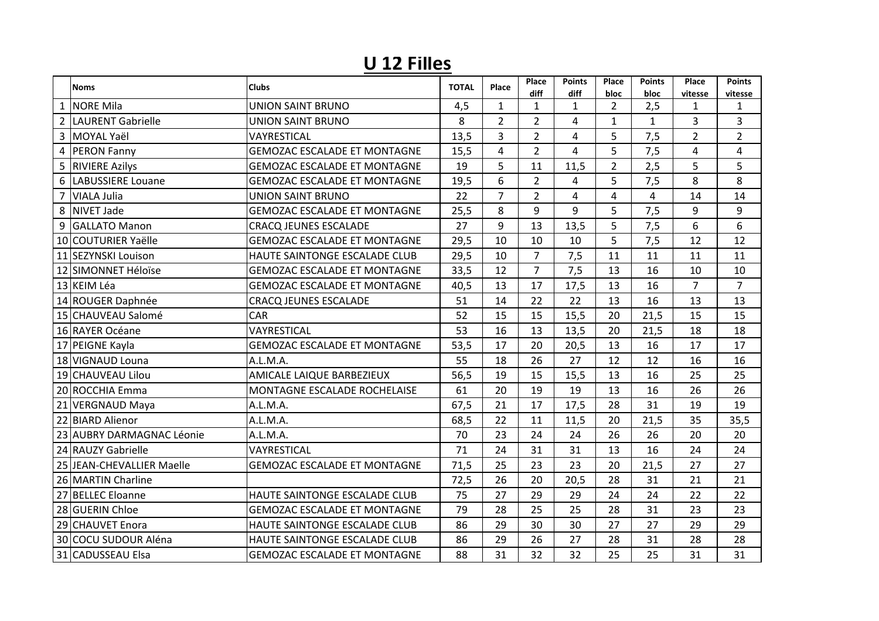# U 12 Filles

| | Noms | Clubs | TOTAL | Place | Place diff | Points diff | Place bloc | Points bloc | Place vitesse | Points vitesse |
|---|---|---|---|---|---|---|---|---|---|---|
| 1 | NORE Mila | UNION SAINT BRUNO | 4,5 | 1 | 1 | 1 | 2 | 2,5 | 1 | 1 |
| 2 | LAURENT Gabrielle | UNION SAINT BRUNO | 8 | 2 | 2 | 4 | 1 | 1 | 3 | 3 |
| 3 | MOYAL Yaël | VAYRESTICAL | 13,5 | 3 | 2 | 4 | 5 | 7,5 | 2 | 2 |
| 4 | PERON Fanny | GEMOZAC ESCALADE ET MONTAGNE | 15,5 | 4 | 2 | 4 | 5 | 7,5 | 4 | 4 |
| 5 | RIVIERE Azilys | GEMOZAC ESCALADE ET MONTAGNE | 19 | 5 | 11 | 11,5 | 2 | 2,5 | 5 | 5 |
| 6 | LABUSSIERE Louane | GEMOZAC ESCALADE ET MONTAGNE | 19,5 | 6 | 2 | 4 | 5 | 7,5 | 8 | 8 |
| 7 | VIALA Julia | UNION SAINT BRUNO | 22 | 7 | 2 | 4 | 4 | 4 | 14 | 14 |
| 8 | NIVET Jade | GEMOZAC ESCALADE ET MONTAGNE | 25,5 | 8 | 9 | 9 | 5 | 7,5 | 9 | 9 |
| 9 | GALLATO Manon | CRACQ JEUNES ESCALADE | 27 | 9 | 13 | 13,5 | 5 | 7,5 | 6 | 6 |
| 10 | COUTURIER Yaëlle | GEMOZAC ESCALADE ET MONTAGNE | 29,5 | 10 | 10 | 10 | 5 | 7,5 | 12 | 12 |
| 11 | SEZYNSKI Louison | HAUTE SAINTONGE ESCALADE CLUB | 29,5 | 10 | 7 | 7,5 | 11 | 11 | 11 | 11 |
| 12 | SIMONNET Héloïse | GEMOZAC ESCALADE ET MONTAGNE | 33,5 | 12 | 7 | 7,5 | 13 | 16 | 10 | 10 |
| 13 | KEIM Léa | GEMOZAC ESCALADE ET MONTAGNE | 40,5 | 13 | 17 | 17,5 | 13 | 16 | 7 | 7 |
| 14 | ROUGER Daphnée | CRACQ JEUNES ESCALADE | 51 | 14 | 22 | 22 | 13 | 16 | 13 | 13 |
| 15 | CHAUVEAU Salomé | CAR | 52 | 15 | 15 | 15,5 | 20 | 21,5 | 15 | 15 |
| 16 | RAYER Océane | VAYRESTICAL | 53 | 16 | 13 | 13,5 | 20 | 21,5 | 18 | 18 |
| 17 | PEIGNE Kayla | GEMOZAC ESCALADE ET MONTAGNE | 53,5 | 17 | 20 | 20,5 | 13 | 16 | 17 | 17 |
| 18 | VIGNAUD Louna | A.L.M.A. | 55 | 18 | 26 | 27 | 12 | 12 | 16 | 16 |
| 19 | CHAUVEAU Lilou | AMICALE LAIQUE BARBEZIEUX | 56,5 | 19 | 15 | 15,5 | 13 | 16 | 25 | 25 |
| 20 | ROCCHIA Emma | MONTAGNE ESCALADE ROCHELAISE | 61 | 20 | 19 | 19 | 13 | 16 | 26 | 26 |
| 21 | VERGNAUD Maya | A.L.M.A. | 67,5 | 21 | 17 | 17,5 | 28 | 31 | 19 | 19 |
| 22 | BIARD Alienor | A.L.M.A. | 68,5 | 22 | 11 | 11,5 | 20 | 21,5 | 35 | 35,5 |
| 23 | AUBRY DARMAGNAC Léonie | A.L.M.A. | 70 | 23 | 24 | 24 | 26 | 26 | 20 | 20 |
| 24 | RAUZY Gabrielle | VAYRESTICAL | 71 | 24 | 31 | 31 | 13 | 16 | 24 | 24 |
| 25 | JEAN-CHEVALLIER Maelle | GEMOZAC ESCALADE ET MONTAGNE | 71,5 | 25 | 23 | 23 | 20 | 21,5 | 27 | 27 |
| 26 | MARTIN Charline | | 72,5 | 26 | 20 | 20,5 | 28 | 31 | 21 | 21 |
| 27 | BELLEC Eloanne | HAUTE SAINTONGE ESCALADE CLUB | 75 | 27 | 29 | 29 | 24 | 24 | 22 | 22 |
| 28 | GUERIN Chloe | GEMOZAC ESCALADE ET MONTAGNE | 79 | 28 | 25 | 25 | 28 | 31 | 23 | 23 |
| 29 | CHAUVET Enora | HAUTE SAINTONGE ESCALADE CLUB | 86 | 29 | 30 | 30 | 27 | 27 | 29 | 29 |
| 30 | COCU SUDOUR Aléna | HAUTE SAINTONGE ESCALADE CLUB | 86 | 29 | 26 | 27 | 28 | 31 | 28 | 28 |
| 31 | CADUSSEAU Elsa | GEMOZAC ESCALADE ET MONTAGNE | 88 | 31 | 32 | 32 | 25 | 25 | 31 | 31 |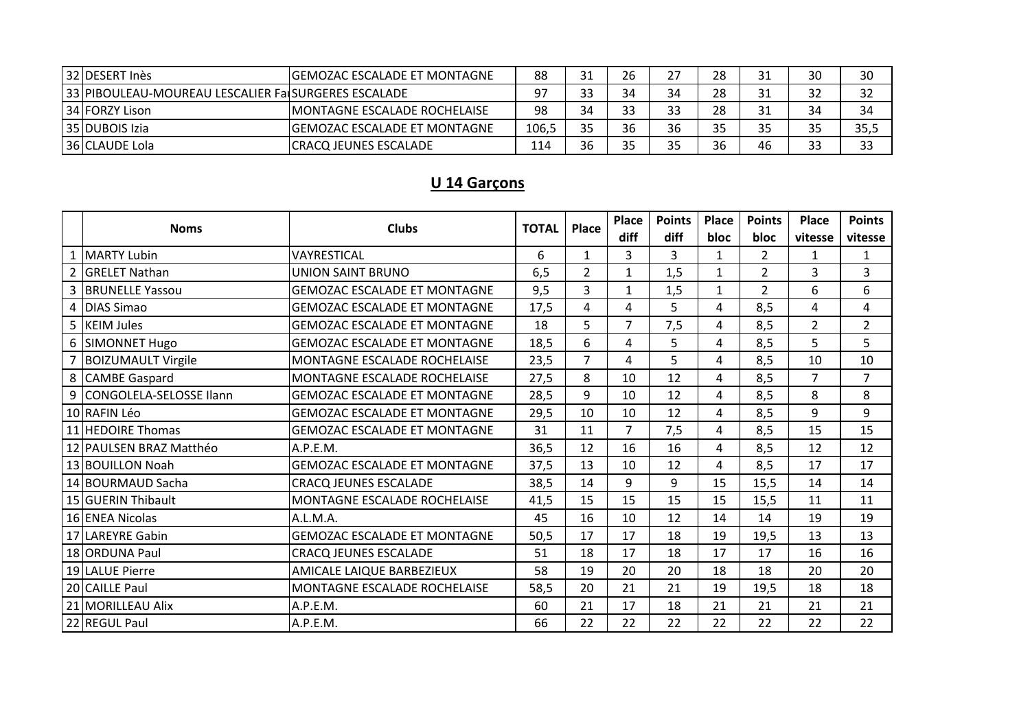| | | | | | | | | | | |
|---|---|---|---|---|---|---|---|---|---|---|
| 32 | DESERT Inès | GEMOZAC ESCALADE ET MONTAGNE | 88 | 31 | 26 | 27 | 28 | 31 | 30 | 30 |
| 33 | PIBOULEAU-MOUREAU LESCALIER Fa | SURGERES ESCALADE | 97 | 33 | 34 | 34 | 28 | 31 | 32 | 32 |
| 34 | FORZY Lison | MONTAGNE ESCALADE ROCHELAISE | 98 | 34 | 33 | 33 | 28 | 31 | 34 | 34 |
| 35 | DUBOIS Izia | GEMOZAC ESCALADE ET MONTAGNE | 106,5 | 35 | 36 | 36 | 35 | 35 | 35 | 35,5 |
| 36 | CLAUDE Lola | CRACQ JEUNES ESCALADE | 114 | 36 | 35 | 35 | 36 | 46 | 33 | 33 |

## U 14 Garçons

| | Noms | Clubs | TOTAL | Place | Place diff | Points diff | Place bloc | Points bloc | Place vitesse | Points vitesse |
|---|---|---|---|---|---|---|---|---|---|---|
| 1 | MARTY Lubin | VAYRESTICAL | 6 | 1 | 3 | 3 | 1 | 2 | 1 | 1 |
| 2 | GRELET Nathan | UNION SAINT BRUNO | 6,5 | 2 | 1 | 1,5 | 1 | 2 | 3 | 3 |
| 3 | BRUNELLE Yassou | GEMOZAC ESCALADE ET MONTAGNE | 9,5 | 3 | 1 | 1,5 | 1 | 2 | 6 | 6 |
| 4 | DIAS Simao | GEMOZAC ESCALADE ET MONTAGNE | 17,5 | 4 | 4 | 5 | 4 | 8,5 | 4 | 4 |
| 5 | KEIM Jules | GEMOZAC ESCALADE ET MONTAGNE | 18 | 5 | 7 | 7,5 | 4 | 8,5 | 2 | 2 |
| 6 | SIMONNET Hugo | GEMOZAC ESCALADE ET MONTAGNE | 18,5 | 6 | 4 | 5 | 4 | 8,5 | 5 | 5 |
| 7 | BOIZUMAULT Virgile | MONTAGNE ESCALADE ROCHELAISE | 23,5 | 7 | 4 | 5 | 4 | 8,5 | 10 | 10 |
| 8 | CAMBE Gaspard | MONTAGNE ESCALADE ROCHELAISE | 27,5 | 8 | 10 | 12 | 4 | 8,5 | 7 | 7 |
| 9 | CONGOLELA-SELOSSE Ilann | GEMOZAC ESCALADE ET MONTAGNE | 28,5 | 9 | 10 | 12 | 4 | 8,5 | 8 | 8 |
| 10 | RAFIN Léo | GEMOZAC ESCALADE ET MONTAGNE | 29,5 | 10 | 10 | 12 | 4 | 8,5 | 9 | 9 |
| 11 | HEDOIRE Thomas | GEMOZAC ESCALADE ET MONTAGNE | 31 | 11 | 7 | 7,5 | 4 | 8,5 | 15 | 15 |
| 12 | PAULSEN BRAZ Matthéo | A.P.E.M. | 36,5 | 12 | 16 | 16 | 4 | 8,5 | 12 | 12 |
| 13 | BOUILLON Noah | GEMOZAC ESCALADE ET MONTAGNE | 37,5 | 13 | 10 | 12 | 4 | 8,5 | 17 | 17 |
| 14 | BOURMAUD Sacha | CRACQ JEUNES ESCALADE | 38,5 | 14 | 9 | 9 | 15 | 15,5 | 14 | 14 |
| 15 | GUERIN Thibault | MONTAGNE ESCALADE ROCHELAISE | 41,5 | 15 | 15 | 15 | 15 | 15,5 | 11 | 11 |
| 16 | ENEA Nicolas | A.L.M.A. | 45 | 16 | 10 | 12 | 14 | 14 | 19 | 19 |
| 17 | LAREYRE Gabin | GEMOZAC ESCALADE ET MONTAGNE | 50,5 | 17 | 17 | 18 | 19 | 19,5 | 13 | 13 |
| 18 | ORDUNA Paul | CRACQ JEUNES ESCALADE | 51 | 18 | 17 | 18 | 17 | 17 | 16 | 16 |
| 19 | LALUE Pierre | AMICALE LAIQUE BARBEZIEUX | 58 | 19 | 20 | 20 | 18 | 18 | 20 | 20 |
| 20 | CAILLE Paul | MONTAGNE ESCALADE ROCHELAISE | 58,5 | 20 | 21 | 21 | 19 | 19,5 | 18 | 18 |
| 21 | MORILLEAU Alix | A.P.E.M. | 60 | 21 | 17 | 18 | 21 | 21 | 21 | 21 |
| 22 | REGUL Paul | A.P.E.M. | 66 | 22 | 22 | 22 | 22 | 22 | 22 | 22 |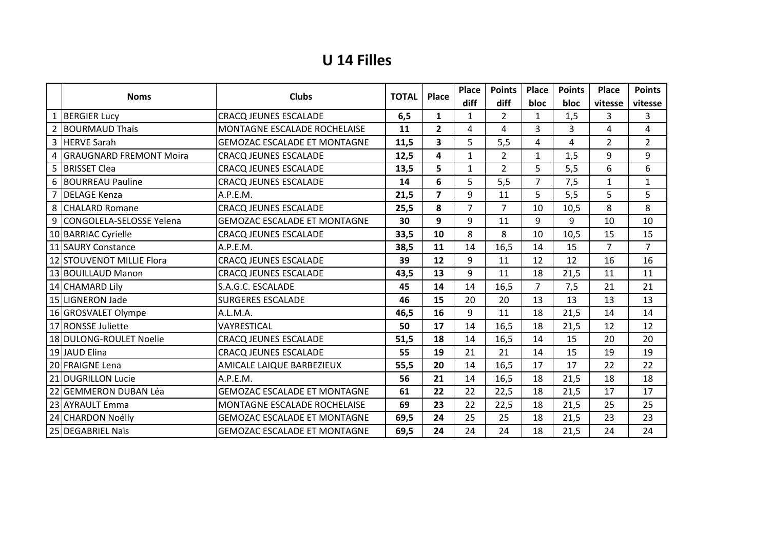## U 14 Filles

| | Noms | Clubs | TOTAL | Place | Place diff | Points diff | Place bloc | Points bloc | Place vitesse | Points vitesse |
|---|---|---|---|---|---|---|---|---|---|---|
| 1 | BERGIER Lucy | CRACQ JEUNES ESCALADE | **6,5** | **1** | 1 | 2 | 1 | 1,5 | 3 | 3 |
| 2 | BOURMAUD Thaïs | MONTAGNE ESCALADE ROCHELAISE | **11** | **2** | 4 | 4 | 3 | 3 | 4 | 4 |
| 3 | HERVE Sarah | GEMOZAC ESCALADE ET MONTAGNE | **11,5** | **3** | 5 | 5,5 | 4 | 4 | 2 | 2 |
| 4 | GRAUGNARD FREMONT Moira | CRACQ JEUNES ESCALADE | **12,5** | **4** | 1 | 2 | 1 | 1,5 | 9 | 9 |
| 5 | BRISSET Clea | CRACQ JEUNES ESCALADE | **13,5** | **5** | 1 | 2 | 5 | 5,5 | 6 | 6 |
| 6 | BOURREAU Pauline | CRACQ JEUNES ESCALADE | **14** | **6** | 5 | 5,5 | 7 | 7,5 | 1 | 1 |
| 7 | DELAGE Kenza | A.P.E.M. | **21,5** | **7** | 9 | 11 | 5 | 5,5 | 5 | 5 |
| 8 | CHALARD Romane | CRACQ JEUNES ESCALADE | **25,5** | **8** | 7 | 7 | 10 | 10,5 | 8 | 8 |
| 9 | CONGOLELA-SELOSSE Yelena | GEMOZAC ESCALADE ET MONTAGNE | **30** | **9** | 9 | 11 | 9 | 9 | 10 | 10 |
| 10 | BARRIAC Cyrielle | CRACQ JEUNES ESCALADE | **33,5** | **10** | 8 | 8 | 10 | 10,5 | 15 | 15 |
| 11 | SAURY Constance | A.P.E.M. | **38,5** | **11** | 14 | 16,5 | 14 | 15 | 7 | 7 |
| 12 | STOUVENOT MILLIE Flora | CRACQ JEUNES ESCALADE | **39** | **12** | 9 | 11 | 12 | 12 | 16 | 16 |
| 13 | BOUILLAUD Manon | CRACQ JEUNES ESCALADE | **43,5** | **13** | 9 | 11 | 18 | 21,5 | 11 | 11 |
| 14 | CHAMARD Lily | S.A.G.C. ESCALADE | **45** | **14** | 14 | 16,5 | 7 | 7,5 | 21 | 21 |
| 15 | LIGNERON Jade | SURGERES ESCALADE | **46** | **15** | 20 | 20 | 13 | 13 | 13 | 13 |
| 16 | GROSVALET Olympe | A.L.M.A. | **46,5** | **16** | 9 | 11 | 18 | 21,5 | 14 | 14 |
| 17 | RONSSE Juliette | VAYRESTICAL | **50** | **17** | 14 | 16,5 | 18 | 21,5 | 12 | 12 |
| 18 | DULONG-ROULET Noelie | CRACQ JEUNES ESCALADE | **51,5** | **18** | 14 | 16,5 | 14 | 15 | 20 | 20 |
| 19 | JAUD Elina | CRACQ JEUNES ESCALADE | **55** | **19** | 21 | 21 | 14 | 15 | 19 | 19 |
| 20 | FRAIGNE Lena | AMICALE LAIQUE BARBEZIEUX | **55,5** | **20** | 14 | 16,5 | 17 | 17 | 22 | 22 |
| 21 | DUGRILLON Lucie | A.P.E.M. | **56** | **21** | 14 | 16,5 | 18 | 21,5 | 18 | 18 |
| 22 | GEMMERON DUBAN Léa | GEMOZAC ESCALADE ET MONTAGNE | **61** | **22** | 22 | 22,5 | 18 | 21,5 | 17 | 17 |
| 23 | AYRAULT Emma | MONTAGNE ESCALADE ROCHELAISE | **69** | **23** | 22 | 22,5 | 18 | 21,5 | 25 | 25 |
| 24 | CHARDON Noélly | GEMOZAC ESCALADE ET MONTAGNE | **69,5** | **24** | 25 | 25 | 18 | 21,5 | 23 | 23 |
| 25 | DEGABRIEL Naïs | GEMOZAC ESCALADE ET MONTAGNE | **69,5** | **24** | 24 | 24 | 18 | 21,5 | 24 | 24 |